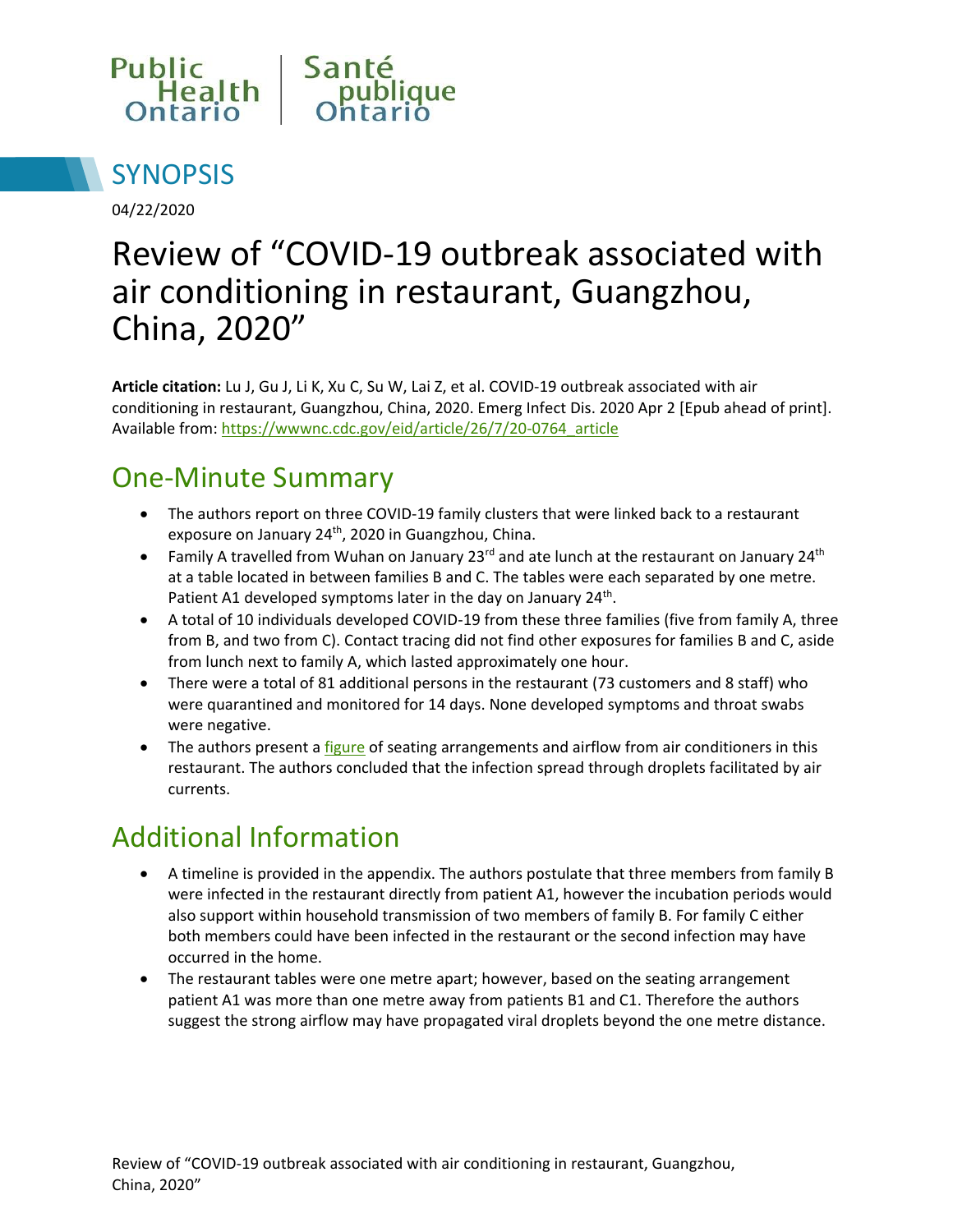Public Health Ontario | Santé publique Ontario

## SYNOPSIS

04/22/2020

# Review of "COVID-19 outbreak associated with air conditioning in restaurant, Guangzhou, China, 2020"

**Article citation:** Lu J, Gu J, Li K, Xu C, Su W, Lai Z, et al. COVID-19 outbreak associated with air conditioning in restaurant, Guangzhou, China, 2020. Emerg Infect Dis. 2020 Apr 2 [Epub ahead of print]. Available from: [https://wwwnc.cdc.gov/eid/article/26/7/20-0764_article](https://wwwnc.cdc.gov/eid/article/26/7/20-0764_article)

## One-Minute Summary

- The authors report on three COVID-19 family clusters that were linked back to a restaurant exposure on January 24th, 2020 in Guangzhou, China.
- Family A travelled from Wuhan on January 23rd and ate lunch at the restaurant on January 24th at a table located in between families B and C. The tables were each separated by one metre. Patient A1 developed symptoms later in the day on January 24th.
- A total of 10 individuals developed COVID-19 from these three families (five from family A, three from B, and two from C). Contact tracing did not find other exposures for families B and C, aside from lunch next to family A, which lasted approximately one hour.
- There were a total of 81 additional persons in the restaurant (73 customers and 8 staff) who were quarantined and monitored for 14 days. None developed symptoms and throat swabs were negative.
- The authors present a figure of seating arrangements and airflow from air conditioners in this restaurant. The authors concluded that the infection spread through droplets facilitated by air currents.

## Additional Information

- A timeline is provided in the appendix. The authors postulate that three members from family B were infected in the restaurant directly from patient A1, however the incubation periods would also support within household transmission of two members of family B. For family C either both members could have been infected in the restaurant or the second infection may have occurred in the home.
- The restaurant tables were one metre apart; however, based on the seating arrangement patient A1 was more than one metre away from patients B1 and C1. Therefore the authors suggest the strong airflow may have propagated viral droplets beyond the one metre distance.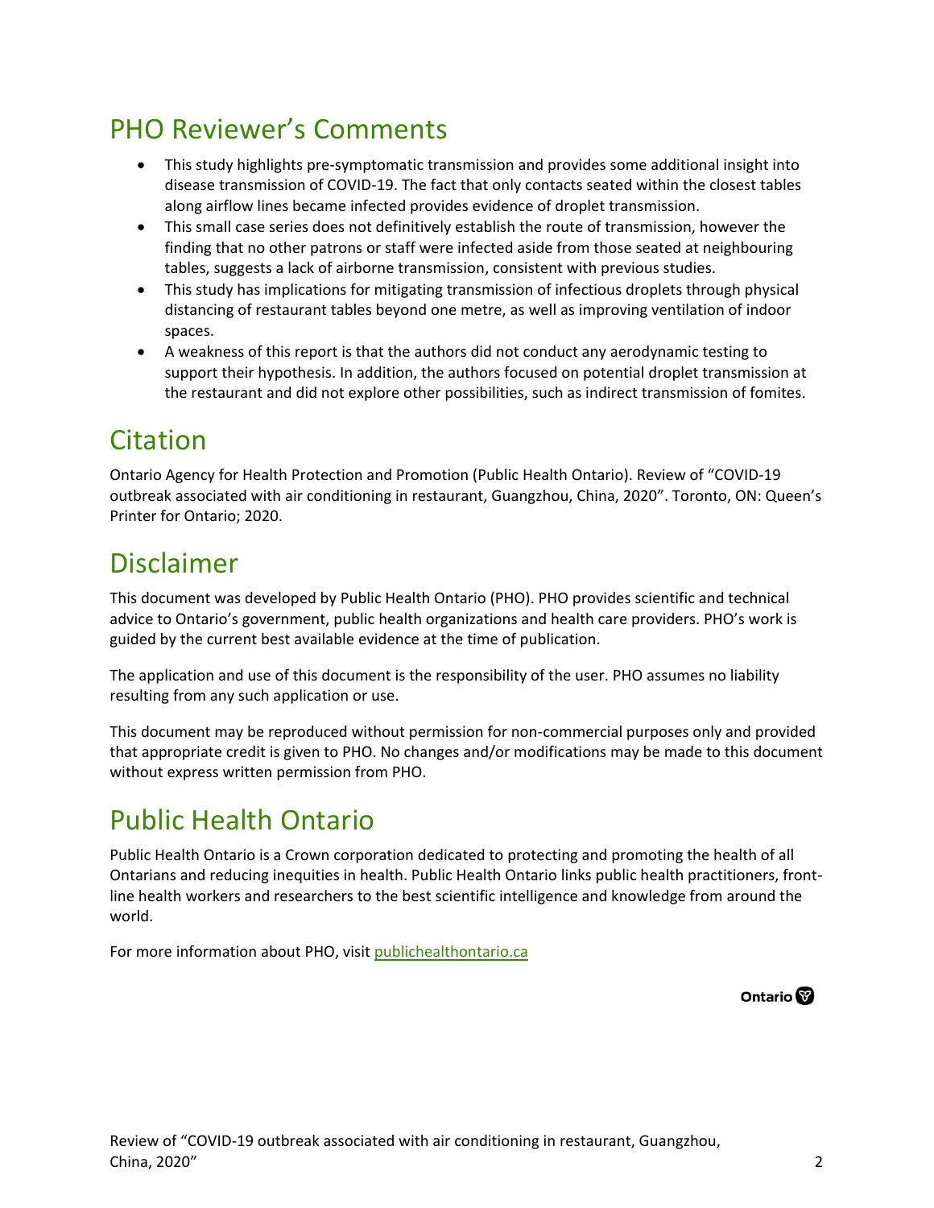## PHO Reviewer's Comments

- This study highlights pre-symptomatic transmission and provides some additional insight into disease transmission of COVID-19. The fact that only contacts seated within the closest tables along airflow lines became infected provides evidence of droplet transmission.
- This small case series does not definitively establish the route of transmission, however the finding that no other patrons or staff were infected aside from those seated at neighbouring tables, suggests a lack of airborne transmission, consistent with previous studies.
- This study has implications for mitigating transmission of infectious droplets through physical distancing of restaurant tables beyond one metre, as well as improving ventilation of indoor spaces.
- A weakness of this report is that the authors did not conduct any aerodynamic testing to support their hypothesis. In addition, the authors focused on potential droplet transmission at the restaurant and did not explore other possibilities, such as indirect transmission of fomites.

## Citation

Ontario Agency for Health Protection and Promotion (Public Health Ontario). Review of "COVID-19 outbreak associated with air conditioning in restaurant, Guangzhou, China, 2020". Toronto, ON: Queen's Printer for Ontario; 2020.

## Disclaimer

This document was developed by Public Health Ontario (PHO). PHO provides scientific and technical advice to Ontario's government, public health organizations and health care providers. PHO's work is guided by the current best available evidence at the time of publication.

The application and use of this document is the responsibility of the user. PHO assumes no liability resulting from any such application or use.

This document may be reproduced without permission for non-commercial purposes only and provided that appropriate credit is given to PHO. No changes and/or modifications may be made to this document without express written permission from PHO.

## Public Health Ontario

Public Health Ontario is a Crown corporation dedicated to protecting and promoting the health of all Ontarians and reducing inequities in health. Public Health Ontario links public health practitioners, front-line health workers and researchers to the best scientific intelligence and knowledge from around the world.

For more information about PHO, visit [publichealthontario.ca](publichealthontario.ca)

Ontario